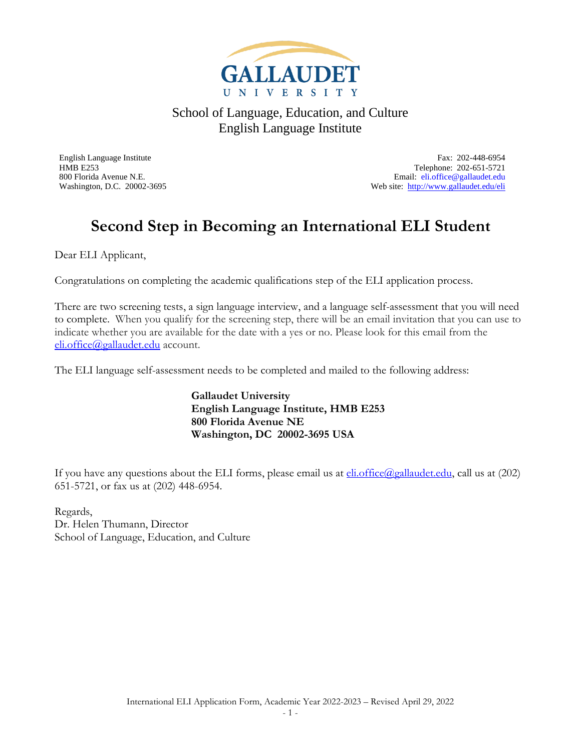GALLAUDET UNIVERSITY

School of Language, Education, and Culture
English Language Institute

English Language Institute
HMB E253
800 Florida Avenue N.E.
Washington, D.C. 20002-3695

Fax: 202-448-6954
Telephone: 202-651-5721
Email: eli.office@gallaudet.edu
Web site: http://www.gallaudet.edu/eli

# Second Step in Becoming an International ELI Student

Dear ELI Applicant,

Congratulations on completing the academic qualifications step of the ELI application process.

There are two screening tests, a sign language interview, and a language self-assessment that you will need to complete. When you qualify for the screening step, there will be an email invitation that you can use to indicate whether you are available for the date with a yes or no. Please look for this email from the eli.office@gallaudet.edu account.

The ELI language self-assessment needs to be completed and mailed to the following address:

**Gallaudet University**
**English Language Institute, HMB E253**
**800 Florida Avenue NE**
**Washington, DC 20002-3695 USA**

If you have any questions about the ELI forms, please email us at eli.office@gallaudet.edu, call us at (202) 651-5721, or fax us at (202) 448-6954.

Regards,
Dr. Helen Thumann, Director
School of Language, Education, and Culture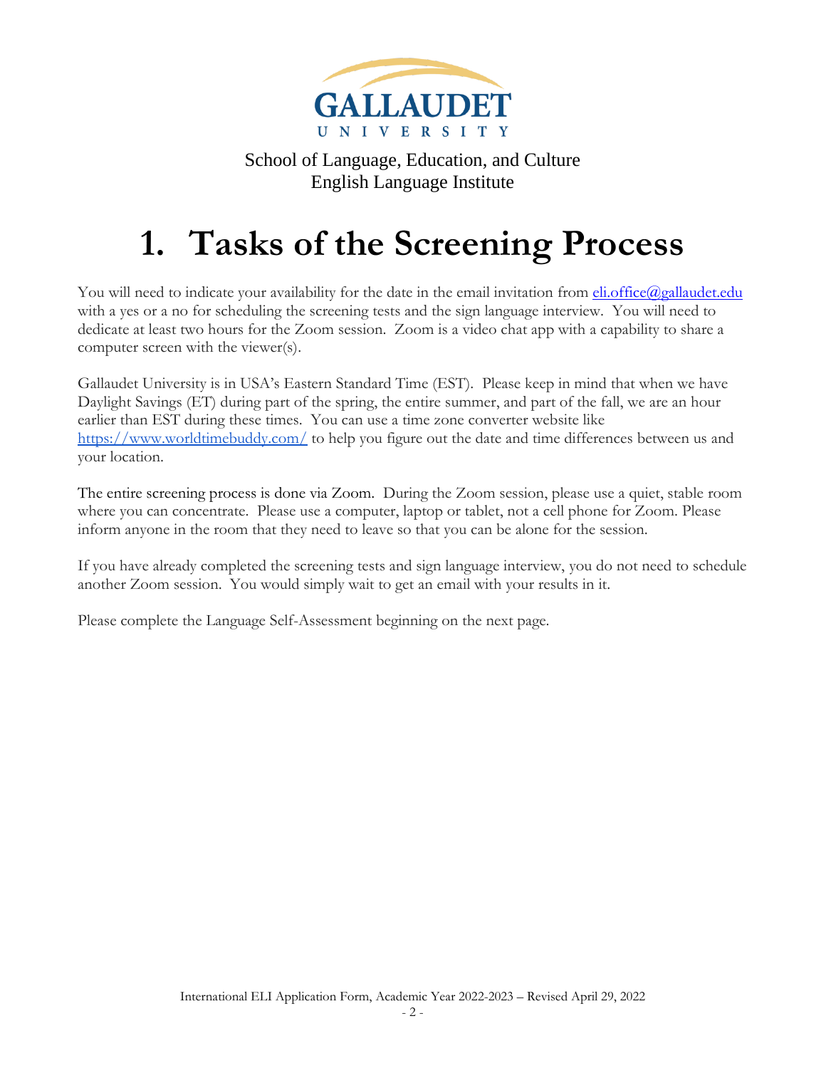GALLAUDET UNIVERSITY

School of Language, Education, and Culture
English Language Institute

# 1. Tasks of the Screening Process

You will need to indicate your availability for the date in the email invitation from eli.office@gallaudet.edu with a yes or a no for scheduling the screening tests and the sign language interview. You will need to dedicate at least two hours for the Zoom session. Zoom is a video chat app with a capability to share a computer screen with the viewer(s).

Gallaudet University is in USA's Eastern Standard Time (EST). Please keep in mind that when we have Daylight Savings (ET) during part of the spring, the entire summer, and part of the fall, we are an hour earlier than EST during these times. You can use a time zone converter website like https://www.worldtimebuddy.com/ to help you figure out the date and time differences between us and your location.

The entire screening process is done via Zoom. During the Zoom session, please use a quiet, stable room where you can concentrate. Please use a computer, laptop or tablet, not a cell phone for Zoom. Please inform anyone in the room that they need to leave so that you can be alone for the session.

If you have already completed the screening tests and sign language interview, you do not need to schedule another Zoom session. You would simply wait to get an email with your results in it.

Please complete the Language Self-Assessment beginning on the next page.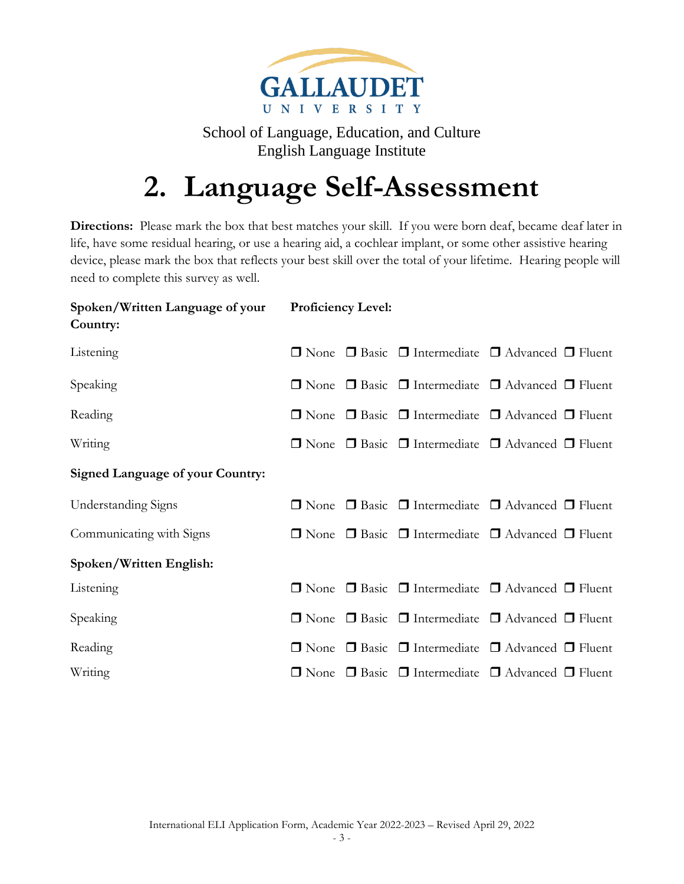GALLAUDET UNIVERSITY

School of Language, Education, and Culture
English Language Institute

# 2. Language Self-Assessment

**Directions:** Please mark the box that best matches your skill. If you were born deaf, became deaf later in life, have some residual hearing, or use a hearing aid, a cochlear implant, or some other assistive hearing device, please mark the box that reflects your best skill over the total of your lifetime. Hearing people will need to complete this survey as well.

| **Spoken/Written Language of your Country:** | **Proficiency Level:** |
|---|---|
| Listening | ☐ None ☐ Basic ☐ Intermediate ☐ Advanced ☐ Fluent |
| Speaking | ☐ None ☐ Basic ☐ Intermediate ☐ Advanced ☐ Fluent |
| Reading | ☐ None ☐ Basic ☐ Intermediate ☐ Advanced ☐ Fluent |
| Writing | ☐ None ☐ Basic ☐ Intermediate ☐ Advanced ☐ Fluent |
| **Signed Language of your Country:** | |
| Understanding Signs | ☐ None ☐ Basic ☐ Intermediate ☐ Advanced ☐ Fluent |
| Communicating with Signs | ☐ None ☐ Basic ☐ Intermediate ☐ Advanced ☐ Fluent |
| **Spoken/Written English:** | |
| Listening | ☐ None ☐ Basic ☐ Intermediate ☐ Advanced ☐ Fluent |
| Speaking | ☐ None ☐ Basic ☐ Intermediate ☐ Advanced ☐ Fluent |
| Reading | ☐ None ☐ Basic ☐ Intermediate ☐ Advanced ☐ Fluent |
| Writing | ☐ None ☐ Basic ☐ Intermediate ☐ Advanced ☐ Fluent |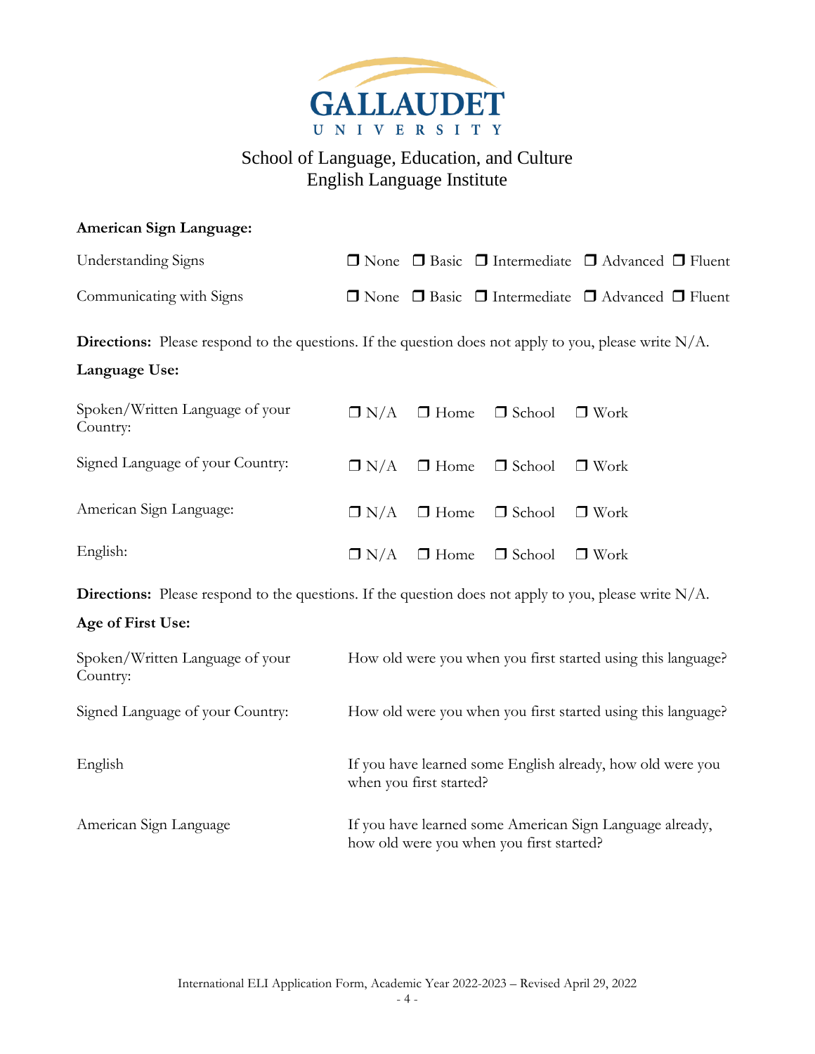GALLAUDET UNIVERSITY

School of Language, Education, and Culture
English Language Institute

**American Sign Language:**

| | |
|---|---|
| Understanding Signs | ❒ None ❒ Basic ❒ Intermediate ❒ Advanced ❒ Fluent |
| Communicating with Signs | ❒ None ❒ Basic ❒ Intermediate ❒ Advanced ❒ Fluent |

**Directions:** Please respond to the questions. If the question does not apply to you, please write N/A.

**Language Use:**

| | |
|---|---|
| Spoken/Written Language of your Country: | ❒ N/A ❒ Home ❒ School ❒ Work |
| Signed Language of your Country: | ❒ N/A ❒ Home ❒ School ❒ Work |
| American Sign Language: | ❒ N/A ❒ Home ❒ School ❒ Work |
| English: | ❒ N/A ❒ Home ❒ School ❒ Work |

**Directions:** Please respond to the questions. If the question does not apply to you, please write N/A.

**Age of First Use:**

| | |
|---|---|
| Spoken/Written Language of your Country: | How old were you when you first started using this language? |
| Signed Language of your Country: | How old were you when you first started using this language? |
| English | If you have learned some English already, how old were you when you first started? |
| American Sign Language | If you have learned some American Sign Language already, how old were you when you first started? |

International ELI Application Form, Academic Year 2022-2023 – Revised April 29, 2022